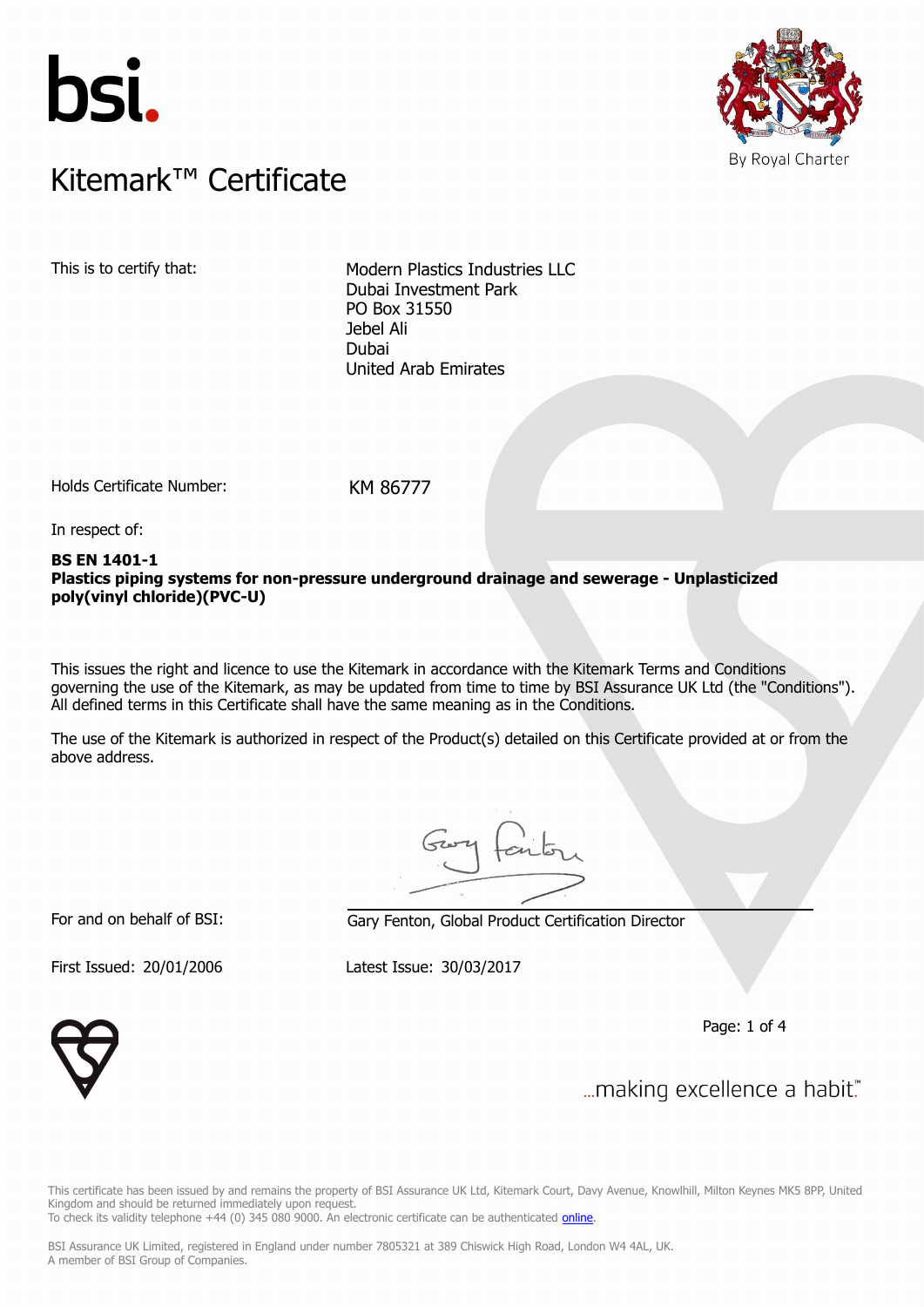bsi.

By Royal Charter

# Kitemark™ Certificate

This is to certify that: Modern Plastics Industries LLC
Dubai Investment Park
PO Box 31550
Jebel Ali
Dubai
United Arab Emirates

Holds Certificate Number: KM 86777

In respect of:

**BS EN 1401-1**
**Plastics piping systems for non-pressure underground drainage and sewerage - Unplasticized poly(vinyl chloride)(PVC-U)**

This issues the right and licence to use the Kitemark in accordance with the Kitemark Terms and Conditions governing the use of the Kitemark, as may be updated from time to time by BSI Assurance UK Ltd (the "Conditions"). All defined terms in this Certificate shall have the same meaning as in the Conditions.

The use of the Kitemark is authorized in respect of the Product(s) detailed on this Certificate provided at or from the above address.

For and on behalf of BSI: Gary Fenton, Global Product Certification Director

First Issued: 20/01/2006 Latest Issue: 30/03/2017

...making excellence a habit.™

This certificate has been issued by and remains the property of BSI Assurance UK Ltd, Kitemark Court, Davy Avenue, Knowlhill, Milton Keynes MK5 8PP, United Kingdom and should be returned immediately upon request.
To check its validity telephone +44 (0) 345 080 9000. An electronic certificate can be authenticated online.

BSI Assurance UK Limited, registered in England under number 7805321 at 389 Chiswick High Road, London W4 4AL, UK.
A member of BSI Group of Companies.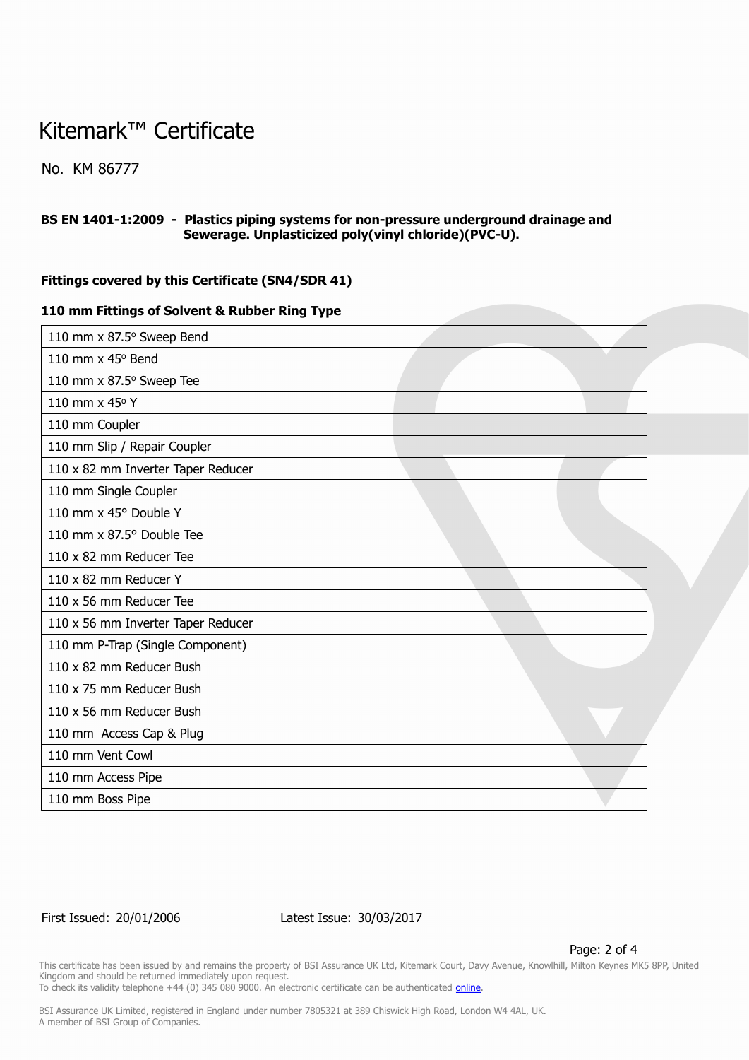# Kitemark™ Certificate

No. KM 86777

**BS EN 1401-1:2009 - Plastics piping systems for non-pressure underground drainage and Sewerage. Unplasticized poly(vinyl chloride)(PVC-U).**

**Fittings covered by this Certificate (SN4/SDR 41)**

**110 mm Fittings of Solvent & Rubber Ring Type**

| |
|---|
| 110 mm x 87.5° Sweep Bend |
| 110 mm x 45° Bend |
| 110 mm x 87.5° Sweep Tee |
| 110 mm x 45° Y |
| 110 mm Coupler |
| 110 mm Slip / Repair Coupler |
| 110 x 82 mm Inverter Taper Reducer |
| 110 mm Single Coupler |
| 110 mm x 45° Double Y |
| 110 mm x 87.5° Double Tee |
| 110 x 82 mm Reducer Tee |
| 110 x 82 mm Reducer Y |
| 110 x 56 mm Reducer Tee |
| 110 x 56 mm Inverter Taper Reducer |
| 110 mm P-Trap (Single Component) |
| 110 x 82 mm Reducer Bush |
| 110 x 75 mm Reducer Bush |
| 110 x 56 mm Reducer Bush |
| 110 mm Access Cap & Plug |
| 110 mm Vent Cowl |
| 110 mm Access Pipe |
| 110 mm Boss Pipe |

First Issued: 20/01/2006 Latest Issue: 30/03/2017

This certificate has been issued by and remains the property of BSI Assurance UK Ltd, Kitemark Court, Davy Avenue, Knowlhill, Milton Keynes MK5 8PP, United Kingdom and should be returned immediately upon request.
To check its validity telephone +44 (0) 345 080 9000. An electronic certificate can be authenticated online.

BSI Assurance UK Limited, registered in England under number 7805321 at 389 Chiswick High Road, London W4 4AL, UK.
A member of BSI Group of Companies.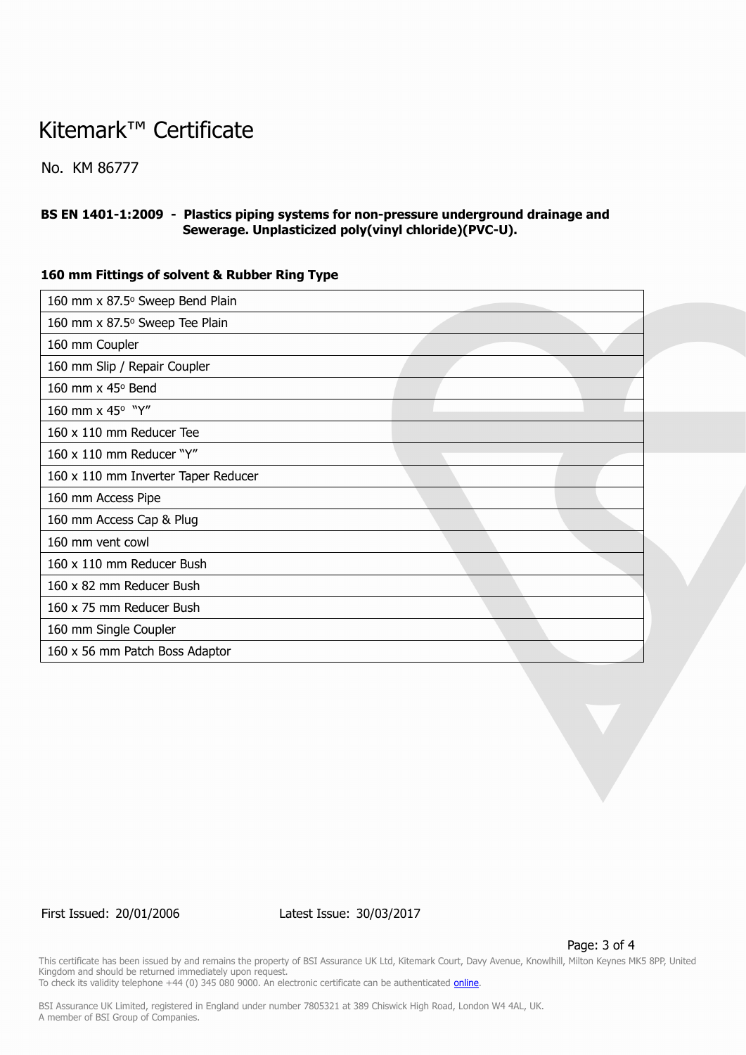# Kitemark™ Certificate

No. KM 86777

**BS EN 1401-1:2009 - Plastics piping systems for non-pressure underground drainage and Sewerage. Unplasticized poly(vinyl chloride)(PVC-U).**

### 160 mm Fittings of solvent & Rubber Ring Type

| 160 mm x 87.5° Sweep Bend Plain |
|---|
| 160 mm x 87.5° Sweep Tee Plain |
| 160 mm Coupler |
| 160 mm Slip / Repair Coupler |
| 160 mm x 45° Bend |
| 160 mm x 45° "Y" |
| 160 x 110 mm Reducer Tee |
| 160 x 110 mm Reducer "Y" |
| 160 x 110 mm Inverter Taper Reducer |
| 160 mm Access Pipe |
| 160 mm Access Cap & Plug |
| 160 mm vent cowl |
| 160 x 110 mm Reducer Bush |
| 160 x 82 mm Reducer Bush |
| 160 x 75 mm Reducer Bush |
| 160 mm Single Coupler |
| 160 x 56 mm Patch Boss Adaptor |

First Issued: 20/01/2006 Latest Issue: 30/03/2017

This certificate has been issued by and remains the property of BSI Assurance UK Ltd, Kitemark Court, Davy Avenue, Knowlhill, Milton Keynes MK5 8PP, United Kingdom and should be returned immediately upon request.
To check its validity telephone +44 (0) 345 080 9000. An electronic certificate can be authenticated online.

BSI Assurance UK Limited, registered in England under number 7805321 at 389 Chiswick High Road, London W4 4AL, UK.
A member of BSI Group of Companies.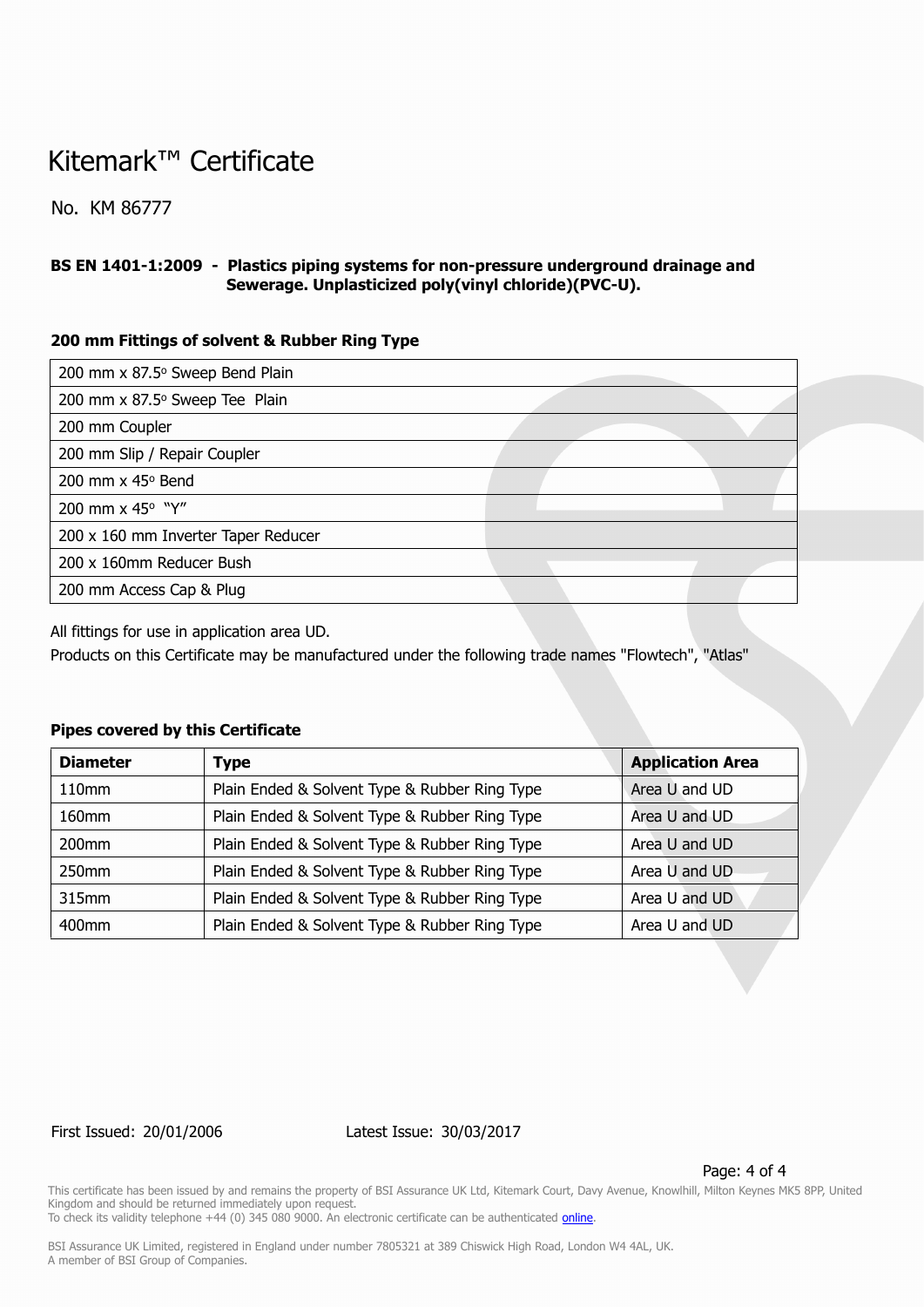# Kitemark™ Certificate

No. KM 86777

**BS EN 1401-1:2009 - Plastics piping systems for non-pressure underground drainage and Sewerage. Unplasticized poly(vinyl chloride)(PVC-U).**

**200 mm Fittings of solvent & Rubber Ring Type**

| |
|---|
| 200 mm x 87.5° Sweep Bend Plain |
| 200 mm x 87.5° Sweep Tee Plain |
| 200 mm Coupler |
| 200 mm Slip / Repair Coupler |
| 200 mm x 45° Bend |
| 200 mm x 45° "Y" |
| 200 x 160 mm Inverter Taper Reducer |
| 200 x 160mm Reducer Bush |
| 200 mm Access Cap & Plug |

All fittings for use in application area UD.

Products on this Certificate may be manufactured under the following trade names "Flowtech", "Atlas"

**Pipes covered by this Certificate**

| Diameter | Type | Application Area |
|---|---|---|
| 110mm | Plain Ended & Solvent Type & Rubber Ring Type | Area U and UD |
| 160mm | Plain Ended & Solvent Type & Rubber Ring Type | Area U and UD |
| 200mm | Plain Ended & Solvent Type & Rubber Ring Type | Area U and UD |
| 250mm | Plain Ended & Solvent Type & Rubber Ring Type | Area U and UD |
| 315mm | Plain Ended & Solvent Type & Rubber Ring Type | Area U and UD |
| 400mm | Plain Ended & Solvent Type & Rubber Ring Type | Area U and UD |

First Issued: 20/01/2006 Latest Issue: 30/03/2017

This certificate has been issued by and remains the property of BSI Assurance UK Ltd, Kitemark Court, Davy Avenue, Knowlhill, Milton Keynes MK5 8PP, United Kingdom and should be returned immediately upon request.
To check its validity telephone +44 (0) 345 080 9000. An electronic certificate can be authenticated online.

BSI Assurance UK Limited, registered in England under number 7805321 at 389 Chiswick High Road, London W4 4AL, UK.
A member of BSI Group of Companies.